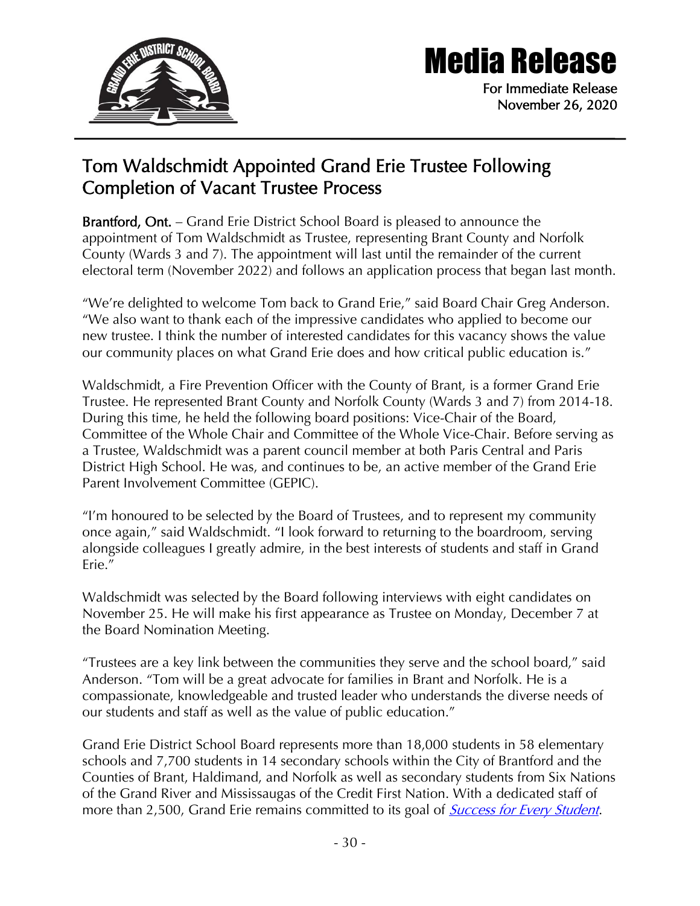# Media Release

For Immediate Release
November 26, 2020

## Tom Waldschmidt Appointed Grand Erie Trustee Following Completion of Vacant Trustee Process

**Brantford, Ont.** – Grand Erie District School Board is pleased to announce the appointment of Tom Waldschmidt as Trustee, representing Brant County and Norfolk County (Wards 3 and 7). The appointment will last until the remainder of the current electoral term (November 2022) and follows an application process that began last month.

"We're delighted to welcome Tom back to Grand Erie," said Board Chair Greg Anderson. "We also want to thank each of the impressive candidates who applied to become our new trustee. I think the number of interested candidates for this vacancy shows the value our community places on what Grand Erie does and how critical public education is."

Waldschmidt, a Fire Prevention Officer with the County of Brant, is a former Grand Erie Trustee. He represented Brant County and Norfolk County (Wards 3 and 7) from 2014-18. During this time, he held the following board positions: Vice-Chair of the Board, Committee of the Whole Chair and Committee of the Whole Vice-Chair. Before serving as a Trustee, Waldschmidt was a parent council member at both Paris Central and Paris District High School. He was, and continues to be, an active member of the Grand Erie Parent Involvement Committee (GEPIC).

"I'm honoured to be selected by the Board of Trustees, and to represent my community once again," said Waldschmidt. "I look forward to returning to the boardroom, serving alongside colleagues I greatly admire, in the best interests of students and staff in Grand Erie."

Waldschmidt was selected by the Board following interviews with eight candidates on November 25. He will make his first appearance as Trustee on Monday, December 7 at the Board Nomination Meeting.

"Trustees are a key link between the communities they serve and the school board," said Anderson. "Tom will be a great advocate for families in Brant and Norfolk. He is a compassionate, knowledgeable and trusted leader who understands the diverse needs of our students and staff as well as the value of public education."

Grand Erie District School Board represents more than 18,000 students in 58 elementary schools and 7,700 students in 14 secondary schools within the City of Brantford and the Counties of Brant, Haldimand, and Norfolk as well as secondary students from Six Nations of the Grand River and Mississaugas of the Credit First Nation. With a dedicated staff of more than 2,500, Grand Erie remains committed to its goal of *Success for Every Student*.

\- 30 -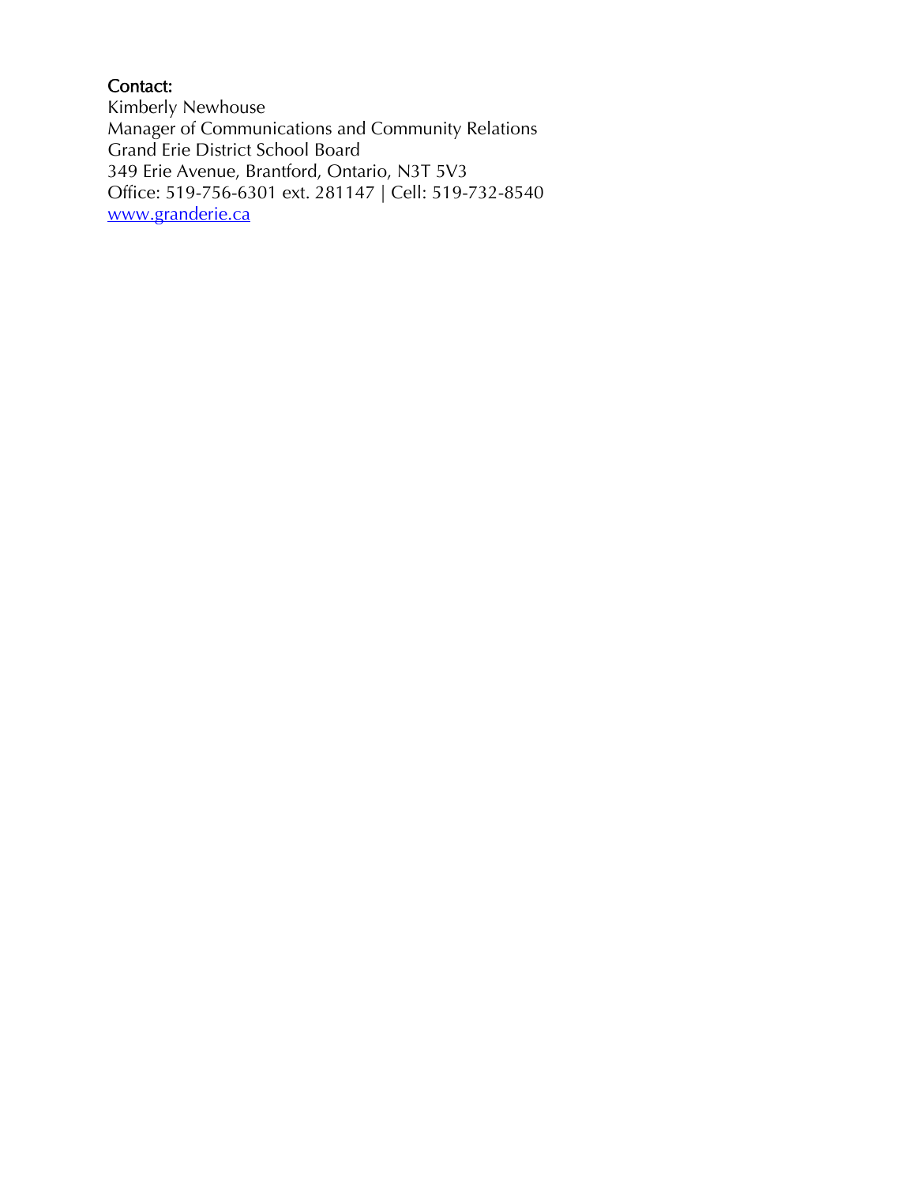**Contact:**

Kimberly Newhouse
Manager of Communications and Community Relations
Grand Erie District School Board
349 Erie Avenue, Brantford, Ontario, N3T 5V3
Office: 519-756-6301 ext. 281147 | Cell: 519-732-8540
[www.granderie.ca](http://www.granderie.ca)